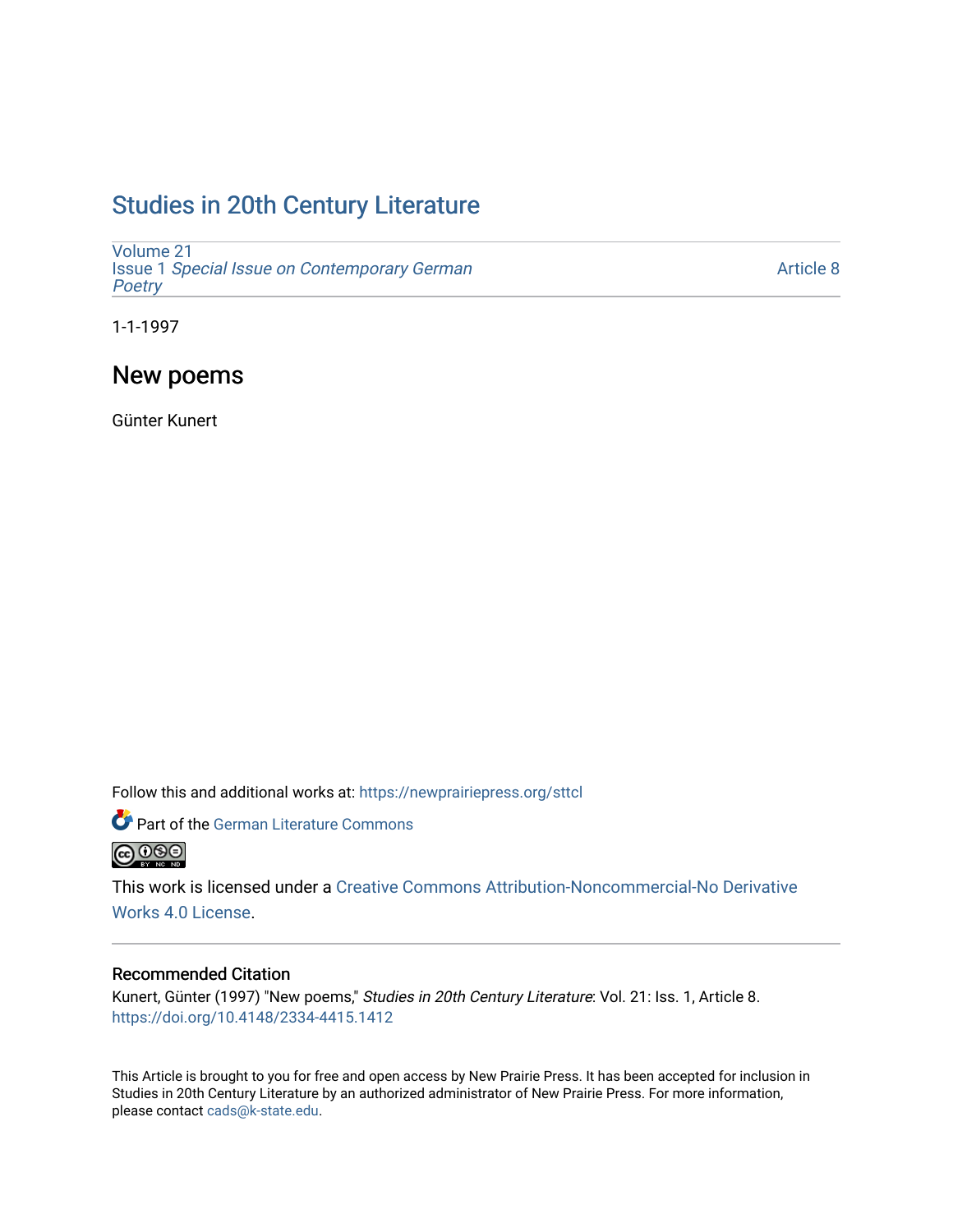# Studies in 20th Century Literature

Volume 21
Issue 1 *Special Issue on Contemporary German Poetry*

Article 8

1-1-1997

## New poems

Günter Kunert

Follow this and additional works at: https://newprairiepress.org/sttcl

Part of the German Literature Commons

This work is licensed under a Creative Commons Attribution-Noncommercial-No Derivative Works 4.0 License.

### Recommended Citation

Kunert, Günter (1997) "New poems," *Studies in 20th Century Literature*: Vol. 21: Iss. 1, Article 8. https://doi.org/10.4148/2334-4415.1412

This Article is brought to you for free and open access by New Prairie Press. It has been accepted for inclusion in Studies in 20th Century Literature by an authorized administrator of New Prairie Press. For more information, please contact cads@k-state.edu.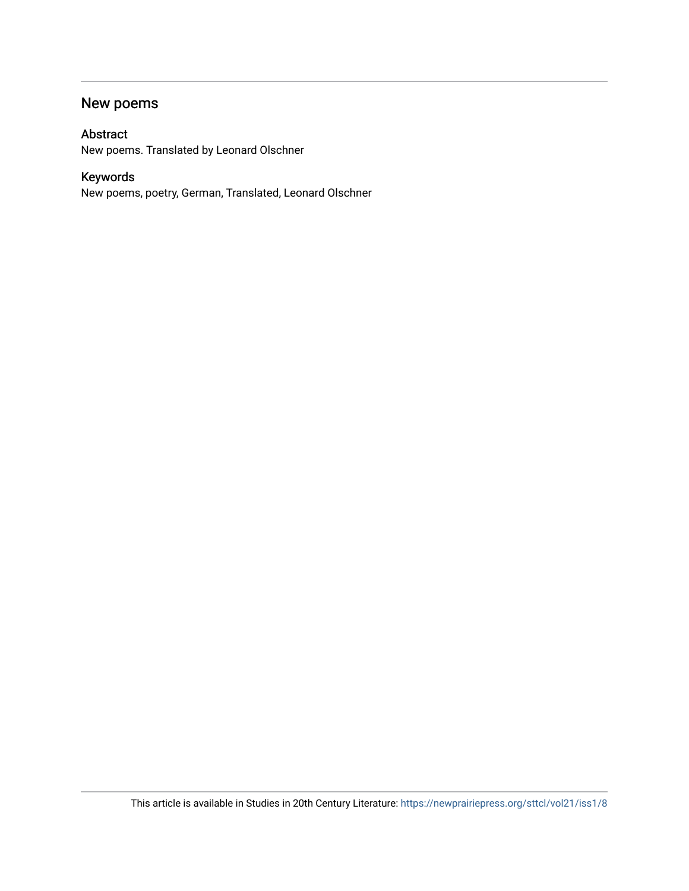## New poems

### Abstract

New poems. Translated by Leonard Olschner

### Keywords

New poems, poetry, German, Translated, Leonard Olschner

This article is available in Studies in 20th Century Literature: https://newprairiepress.org/sttcl/vol21/iss1/8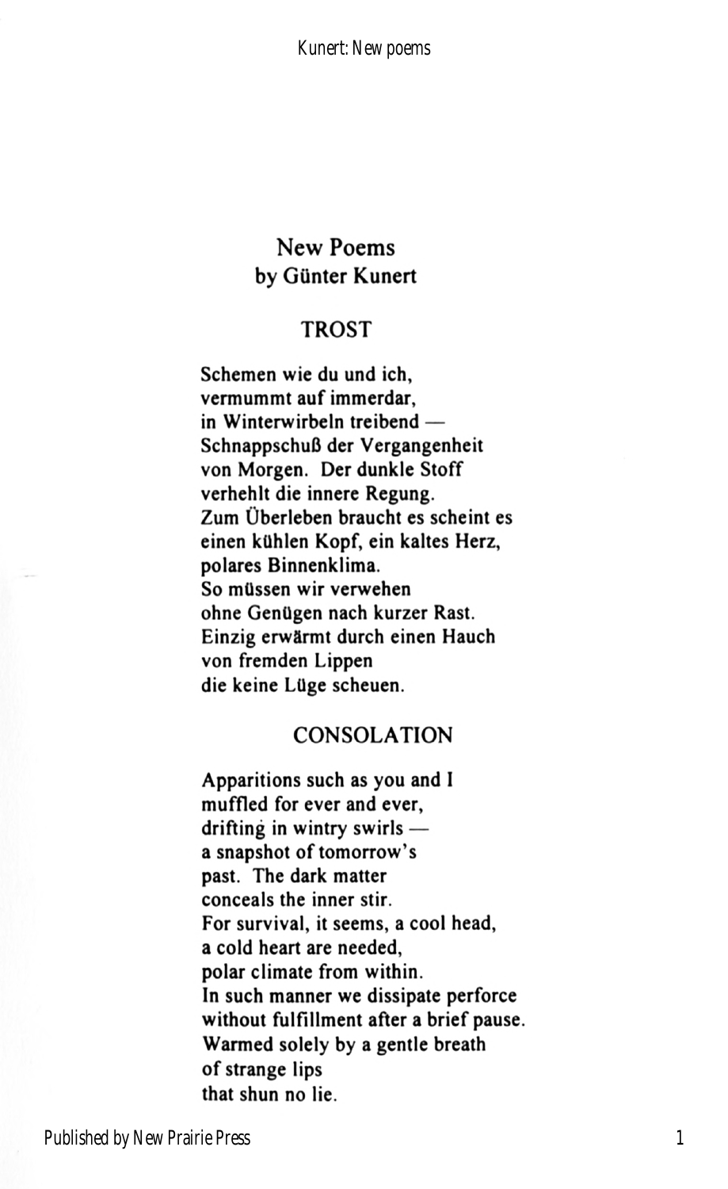# New Poems
by Günter Kunert

## TROST

Schemen wie du und ich,  
vermummt auf immerdar,  
in Winterwirbeln treibend —  
Schnappschuß der Vergangenheit  
von Morgen. Der dunkle Stoff  
verhehlt die innere Regung.  
Zum Überleben braucht es scheint es  
einen kühlen Kopf, ein kaltes Herz,  
polares Binnenklima.  
So müssen wir verwehen  
ohne Genügen nach kurzer Rast.  
Einzig erwärmt durch einen Hauch  
von fremden Lippen  
die keine Lüge scheuen.

## CONSOLATION

Apparitions such as you and I  
muffled for ever and ever,  
drifting in wintry swirls —  
a snapshot of tomorrow's  
past. The dark matter  
conceals the inner stir.  
For survival, it seems, a cool head,  
a cold heart are needed,  
polar climate from within.  
In such manner we dissipate perforce  
without fulfillment after a brief pause.  
Warmed solely by a gentle breath  
of strange lips  
that shun no lie.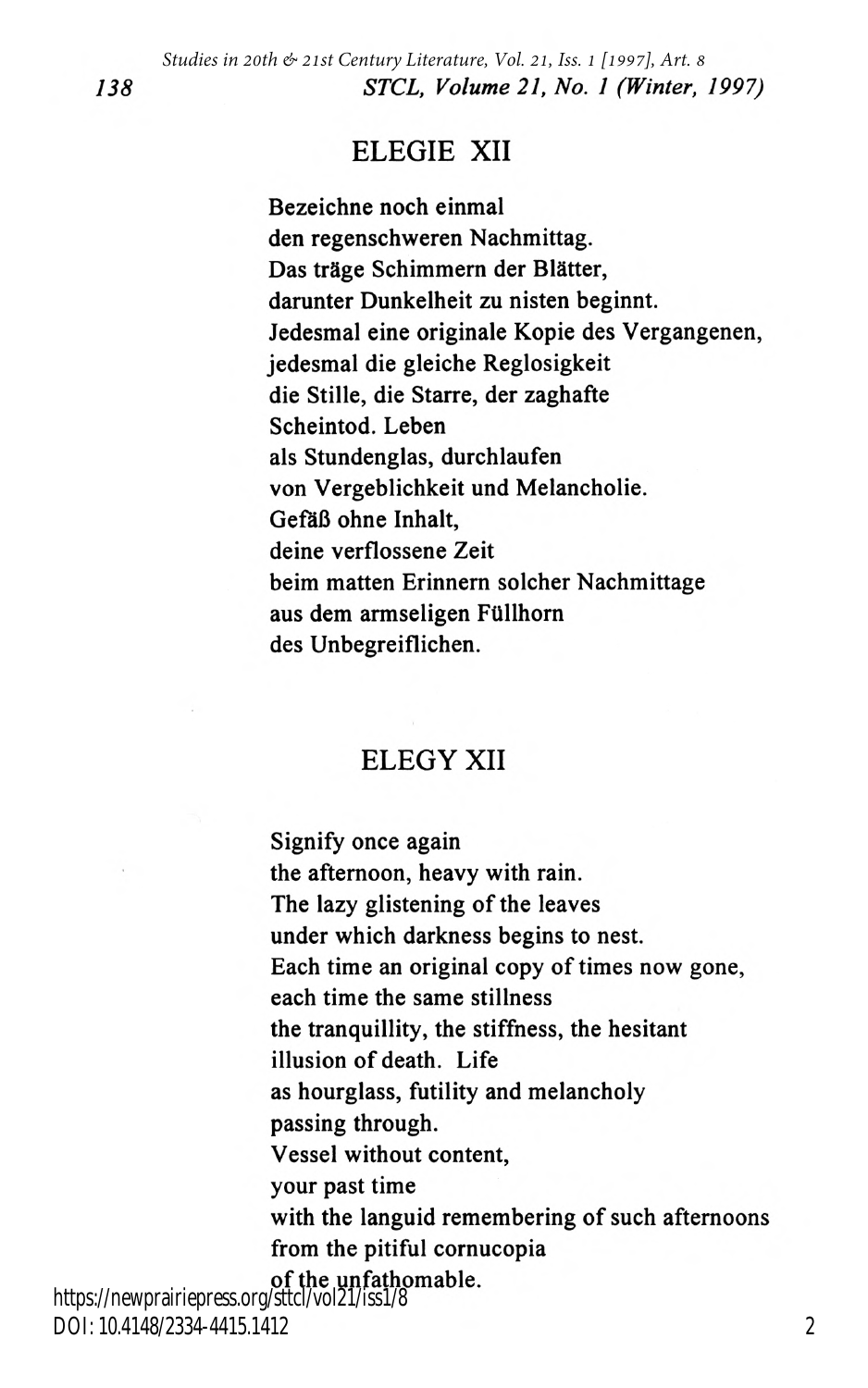## ELEGIE XII

Bezeichne noch einmal  
den regenschweren Nachmittag.  
Das träge Schimmern der Blätter,  
darunter Dunkelheit zu nisten beginnt.  
Jedesmal eine originale Kopie des Vergangenen,  
jedesmal die gleiche Reglosigkeit  
die Stille, die Starre, der zaghafte  
Scheintod. Leben  
als Stundenglas, durchlaufen  
von Vergeblichkeit und Melancholie.  
Gefäß ohne Inhalt,  
deine verflossene Zeit  
beim matten Erinnern solcher Nachmittage  
aus dem armseligen Füllhorn  
des Unbegreiflichen.

## ELEGY XII

Signify once again  
the afternoon, heavy with rain.  
The lazy glistening of the leaves  
under which darkness begins to nest.  
Each time an original copy of times now gone,  
each time the same stillness  
the tranquillity, the stiffness, the hesitant  
illusion of death. Life  
as hourglass, futility and melancholy  
passing through.  
Vessel without content,  
your past time  
with the languid remembering of such afternoons  
from the pitiful cornucopia  
of the unfathomable.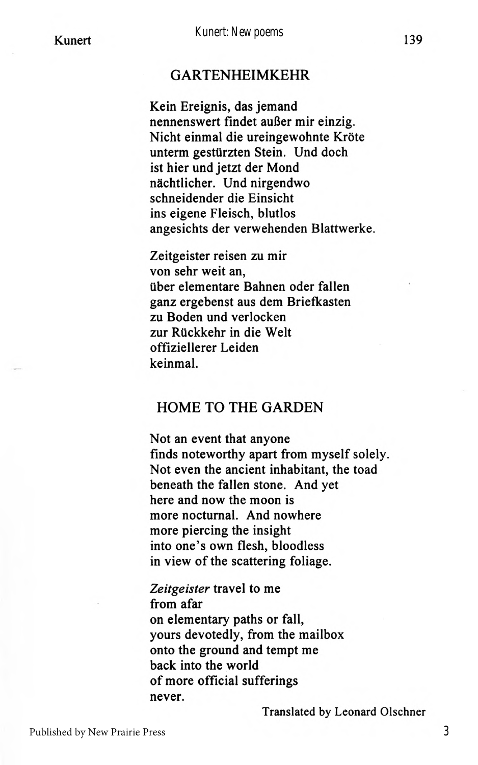## GARTENHEIMKEHR

Kein Ereignis, das jemand
nennenswert findet außer mir einzig.
Nicht einmal die ureingewohnte Kröte
unterm gestürzten Stein. Und doch
ist hier und jetzt der Mond
nächtlicher. Und nirgendwo
schneidender die Einsicht
ins eigene Fleisch, blutlos
angesichts der verwehenden Blattwerke.

Zeitgeister reisen zu mir
von sehr weit an,
über elementare Bahnen oder fallen
ganz ergebenst aus dem Briefkasten
zu Boden und verlocken
zur Rückkehr in die Welt
offiziellerer Leiden
keinmal.

## HOME TO THE GARDEN

Not an event that anyone
finds noteworthy apart from myself solely.
Not even the ancient inhabitant, the toad
beneath the fallen stone. And yet
here and now the moon is
more nocturnal. And nowhere
more piercing the insight
into one's own flesh, bloodless
in view of the scattering foliage.

*Zeitgeister* travel to me
from afar
on elementary paths or fall,
yours devotedly, from the mailbox
onto the ground and tempt me
back into the world
of more official sufferings
never.

Translated by Leonard Olschner